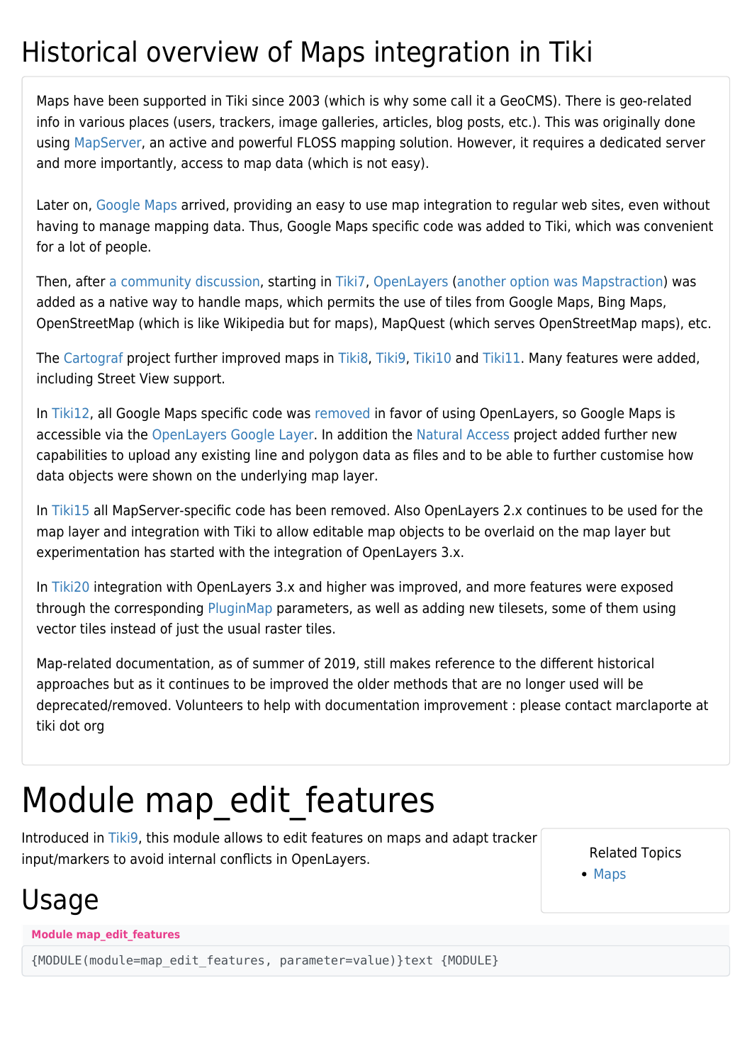# Historical overview of Maps integration in Tiki

Maps have been supported in Tiki since 2003 (which is why some call it a GeoCMS). There is geo-related info in various places (users, trackers, image galleries, articles, blog posts, etc.). This was originally done using MapServer, an active and powerful FLOSS mapping solution. However, it requires a dedicated server and more importantly, access to map data (which is not easy).

Later on, Google Maps arrived, providing an easy to use map integration to regular web sites, even without having to manage mapping data. Thus, Google Maps specific code was added to Tiki, which was convenient for a lot of people.

Then, after a community discussion, starting in Tiki7, OpenLayers (another option was Mapstraction) was added as a native way to handle maps, which permits the use of tiles from Google Maps, Bing Maps, OpenStreetMap (which is like Wikipedia but for maps), MapQuest (which serves OpenStreetMap maps), etc.

The Cartograf project further improved maps in Tiki8, Tiki9, Tiki10 and Tiki11. Many features were added, including Street View support.

In Tiki12, all Google Maps specific code was removed in favor of using OpenLayers, so Google Maps is accessible via the OpenLayers Google Layer. In addition the Natural Access project added further new capabilities to upload any existing line and polygon data as files and to be able to further customise how data objects were shown on the underlying map layer.

In Tiki15 all MapServer-specific code has been removed. Also OpenLayers 2.x continues to be used for the map layer and integration with Tiki to allow editable map objects to be overlaid on the map layer but experimentation has started with the integration of OpenLayers 3.x.

In Tiki20 integration with OpenLayers 3.x and higher was improved, and more features were exposed through the corresponding PluginMap parameters, as well as adding new tilesets, some of them using vector tiles instead of just the usual raster tiles.

Map-related documentation, as of summer of 2019, still makes reference to the different historical approaches but as it continues to be improved the older methods that are no longer used will be deprecated/removed. Volunteers to help with documentation improvement : please contact marclaporte at tiki dot org

# Module map_edit_features

Introduced in Tiki9, this module allows to edit features on maps and adapt tracker input/markers to avoid internal conflicts in OpenLayers.

Related Topics

- Maps

## Usage

**Module map_edit_features**

```
{MODULE(module=map_edit_features, parameter=value)}text {MODULE}
```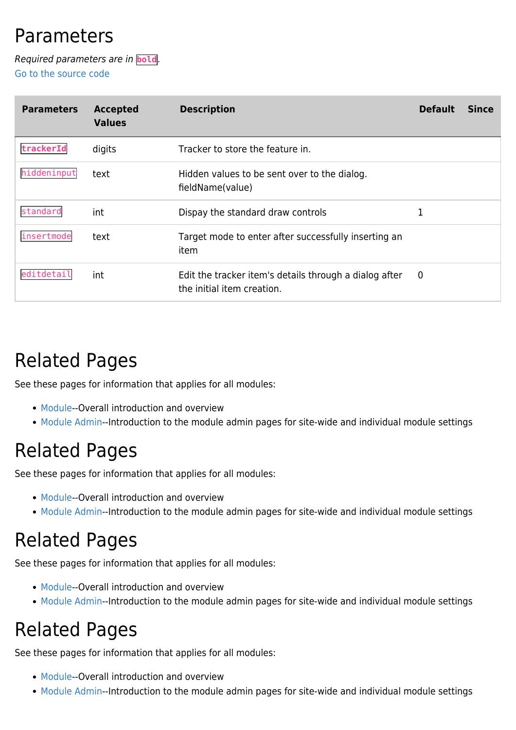# Parameters

*Required parameters are in* **`bold`**.
Go to the source code

| Parameters | Accepted Values | Description | Default | Since |
|---|---|---|---|---|
| **`trackerId`** | digits | Tracker to store the feature in. | | |
| `hiddeninput` | text | Hidden values to be sent over to the dialog. fieldName(value) | | |
| `standard` | int | Dispay the standard draw controls | 1 | |
| `insertmode` | text | Target mode to enter after successfully inserting an item | | |
| `editdetail` | int | Edit the tracker item's details through a dialog after the initial item creation. | 0 | |

# Related Pages

See these pages for information that applies for all modules:

- Module--Overall introduction and overview
- Module Admin--Introduction to the module admin pages for site-wide and individual module settings

# Related Pages

See these pages for information that applies for all modules:

- Module--Overall introduction and overview
- Module Admin--Introduction to the module admin pages for site-wide and individual module settings

# Related Pages

See these pages for information that applies for all modules:

- Module--Overall introduction and overview
- Module Admin--Introduction to the module admin pages for site-wide and individual module settings

# Related Pages

See these pages for information that applies for all modules:

- Module--Overall introduction and overview
- Module Admin--Introduction to the module admin pages for site-wide and individual module settings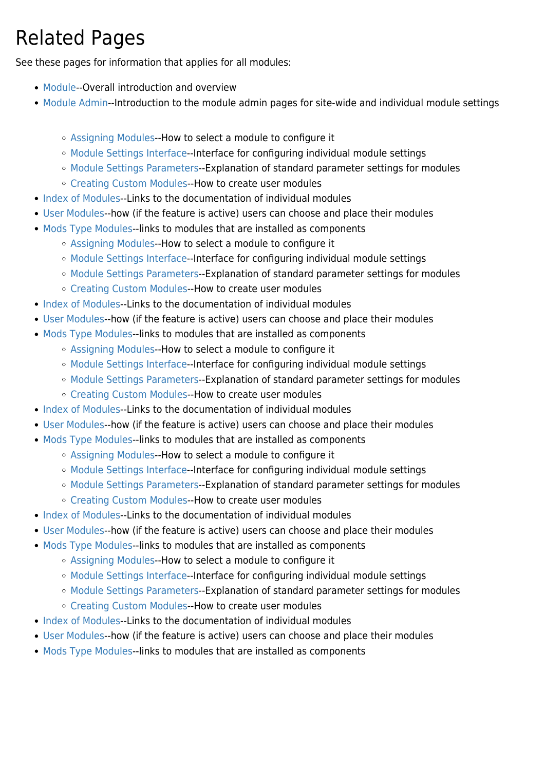# Related Pages

See these pages for information that applies for all modules:

- Module--Overall introduction and overview
- Module Admin--Introduction to the module admin pages for site-wide and individual module settings
    - Assigning Modules--How to select a module to configure it
    - Module Settings Interface--Interface for configuring individual module settings
    - Module Settings Parameters--Explanation of standard parameter settings for modules
    - Creating Custom Modules--How to create user modules
- Index of Modules--Links to the documentation of individual modules
- User Modules--how (if the feature is active) users can choose and place their modules
- Mods Type Modules--links to modules that are installed as components
    - Assigning Modules--How to select a module to configure it
    - Module Settings Interface--Interface for configuring individual module settings
    - Module Settings Parameters--Explanation of standard parameter settings for modules
    - Creating Custom Modules--How to create user modules
- Index of Modules--Links to the documentation of individual modules
- User Modules--how (if the feature is active) users can choose and place their modules
- Mods Type Modules--links to modules that are installed as components
    - Assigning Modules--How to select a module to configure it
    - Module Settings Interface--Interface for configuring individual module settings
    - Module Settings Parameters--Explanation of standard parameter settings for modules
    - Creating Custom Modules--How to create user modules
- Index of Modules--Links to the documentation of individual modules
- User Modules--how (if the feature is active) users can choose and place their modules
- Mods Type Modules--links to modules that are installed as components
    - Assigning Modules--How to select a module to configure it
    - Module Settings Interface--Interface for configuring individual module settings
    - Module Settings Parameters--Explanation of standard parameter settings for modules
    - Creating Custom Modules--How to create user modules
- Index of Modules--Links to the documentation of individual modules
- User Modules--how (if the feature is active) users can choose and place their modules
- Mods Type Modules--links to modules that are installed as components
    - Assigning Modules--How to select a module to configure it
    - Module Settings Interface--Interface for configuring individual module settings
    - Module Settings Parameters--Explanation of standard parameter settings for modules
    - Creating Custom Modules--How to create user modules
- Index of Modules--Links to the documentation of individual modules
- User Modules--how (if the feature is active) users can choose and place their modules
- Mods Type Modules--links to modules that are installed as components